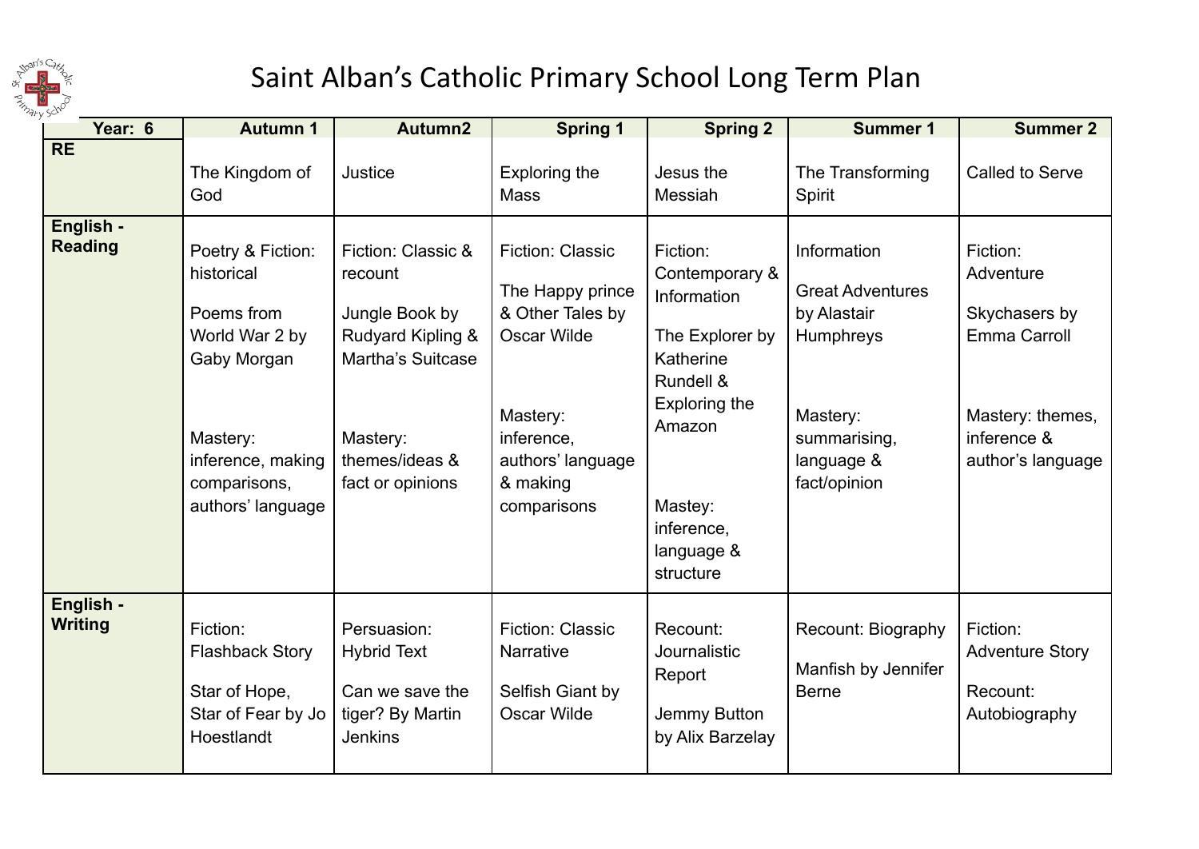# Saint Alban's Catholic Primary School Long Term Plan

| Year: 6 | Autumn 1 | Autumn2 | Spring 1 | Spring 2 | Summer 1 | Summer 2 |
|---|---|---|---|---|---|---|
| RE | The Kingdom of God | Justice | Exploring the Mass | Jesus the Messiah | The Transforming Spirit | Called to Serve |
| English - Reading | Poetry & Fiction: historical<br><br>Poems from World War 2 by Gaby Morgan<br><br>Mastery: inference, making comparisons, authors' language | Fiction: Classic & recount<br><br>Jungle Book by Rudyard Kipling & Martha's Suitcase<br><br>Mastery: themes/ideas & fact or opinions | Fiction: Classic<br><br>The Happy prince & Other Tales by Oscar Wilde<br><br>Mastery: inference, authors' language & making comparisons | Fiction: Contemporary & Information<br><br>The Explorer by Katherine Rundell & Exploring the Amazon<br><br>Mastey: inference, language & structure | Information<br><br>Great Adventures by Alastair Humphreys<br><br>Mastery: summarising, language & fact/opinion | Fiction: Adventure<br><br>Skychasers by Emma Carroll<br><br>Mastery: themes, inference & author's language |
| English - Writing | Fiction: Flashback Story<br><br>Star of Hope, Star of Fear by Jo Hoestlandt | Persuasion: Hybrid Text<br><br>Can we save the tiger? By Martin Jenkins | Fiction: Classic Narrative<br><br>Selfish Giant by Oscar Wilde | Recount: Journalistic Report<br><br>Jemmy Button by Alix Barzelay | Recount: Biography<br><br>Manfish by Jennifer Berne | Fiction: Adventure Story<br><br>Recount: Autobiography |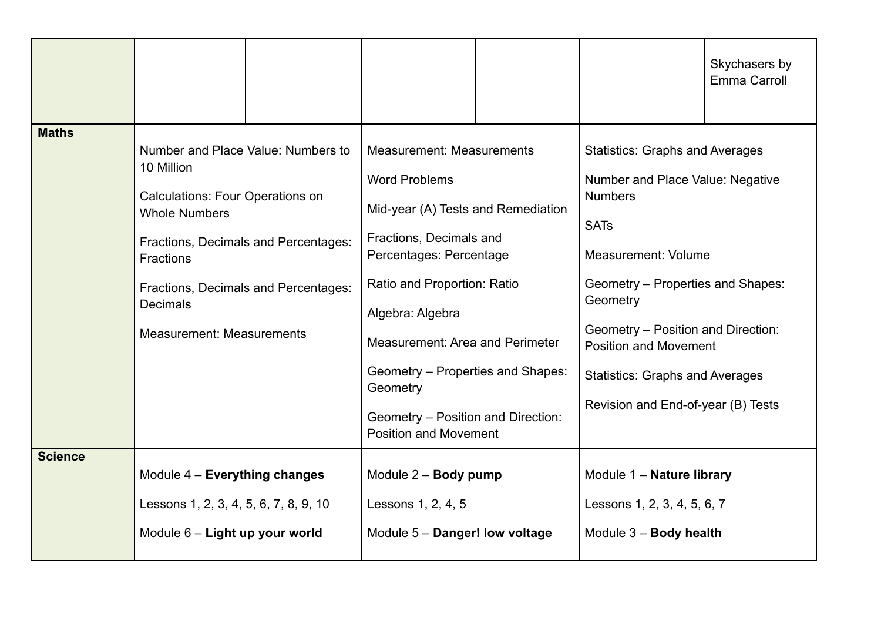| | | | | | | |
|---|---|---|---|---|---|---|
| | | | | | | Skychasers by Emma Carroll |
| **Maths** | Number and Place Value: Numbers to 10 Million<br>Calculations: Four Operations on Whole Numbers<br>Fractions, Decimals and Percentages: Fractions<br>Fractions, Decimals and Percentages: Decimals<br>Measurement: Measurements | | Measurement: Measurements<br>Word Problems<br>Mid-year (A) Tests and Remediation<br>Fractions, Decimals and Percentages: Percentage<br>Ratio and Proportion: Ratio<br>Algebra: Algebra<br>Measurement: Area and Perimeter<br>Geometry – Properties and Shapes: Geometry<br>Geometry – Position and Direction: Position and Movement | | Statistics: Graphs and Averages<br>Number and Place Value: Negative Numbers<br>SATs<br>Measurement: Volume<br>Geometry – Properties and Shapes: Geometry<br>Geometry – Position and Direction: Position and Movement<br>Statistics: Graphs and Averages<br>Revision and End-of-year (B) Tests | |
| **Science** | Module 4 – **Everything changes**<br>Lessons 1, 2, 3, 4, 5, 6, 7, 8, 9, 10<br>Module 6 – **Light up your world** | | Module 2 – **Body pump**<br>Lessons 1, 2, 4, 5<br>Module 5 – **Danger! low voltage** | | Module 1 – **Nature library**<br>Lessons 1, 2, 3, 4, 5, 6, 7<br>Module 3 – **Body health** | |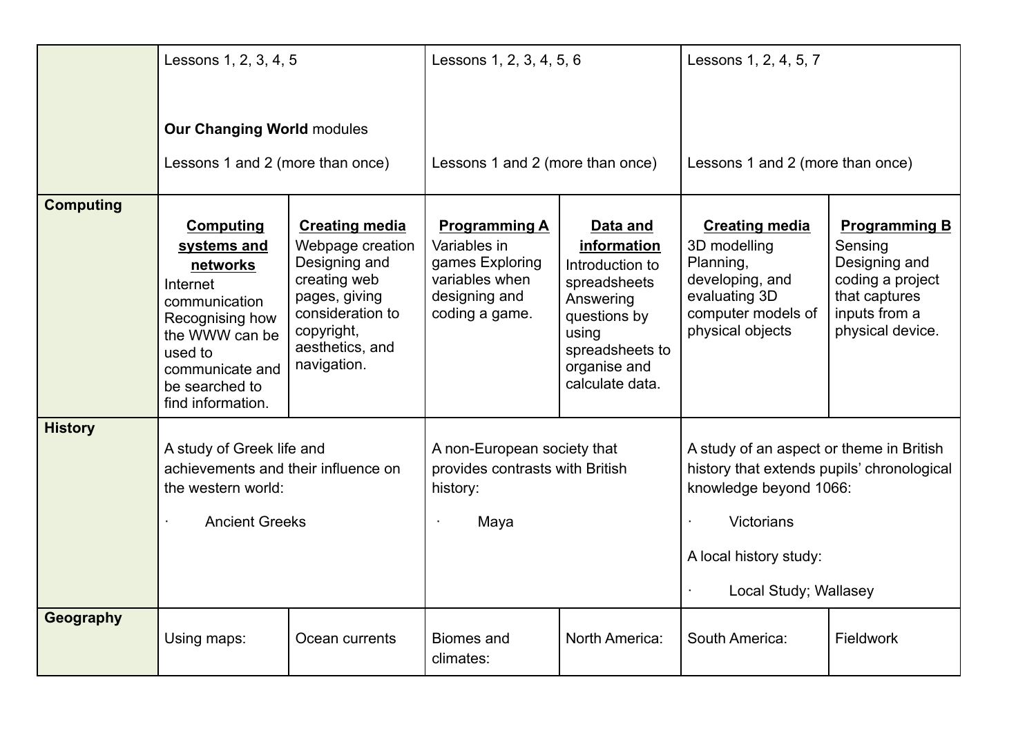| | | | | | | |
|---|---|---|---|---|---|---|
| | Lessons 1, 2, 3, 4, 5<br><br>**Our Changing World** modules<br><br>Lessons 1 and 2 (more than once) | | Lessons 1, 2, 3, 4, 5, 6<br><br>Lessons 1 and 2 (more than once) | | Lessons 1, 2, 4, 5, 7<br><br>Lessons 1 and 2 (more than once) | |
| **Computing** | **Computing systems and networks**<br>Internet communication Recognising how the WWW can be used to communicate and be searched to find information. | **Creating media**<br>Webpage creation Designing and creating web pages, giving consideration to copyright, aesthetics, and navigation. | **Programming A**<br>Variables in games Exploring variables when designing and coding a game. | **Data and information**<br>Introduction to spreadsheets Answering questions by using spreadsheets to organise and calculate data. | **Creating media**<br>3D modelling Planning, developing, and evaluating 3D computer models of physical objects | **Programming B**<br>Sensing Designing and coding a project that captures inputs from a physical device. |
| **History** | A study of Greek life and achievements and their influence on the western world:<br><br>· Ancient Greeks | | A non-European society that provides contrasts with British history:<br><br>· Maya | | A study of an aspect or theme in British history that extends pupils' chronological knowledge beyond 1066:<br><br>· Victorians<br><br>A local history study:<br><br>· Local Study; Wallasey | |
| **Geography** | Using maps: | Ocean currents | Biomes and climates: | North America: | South America: | Fieldwork |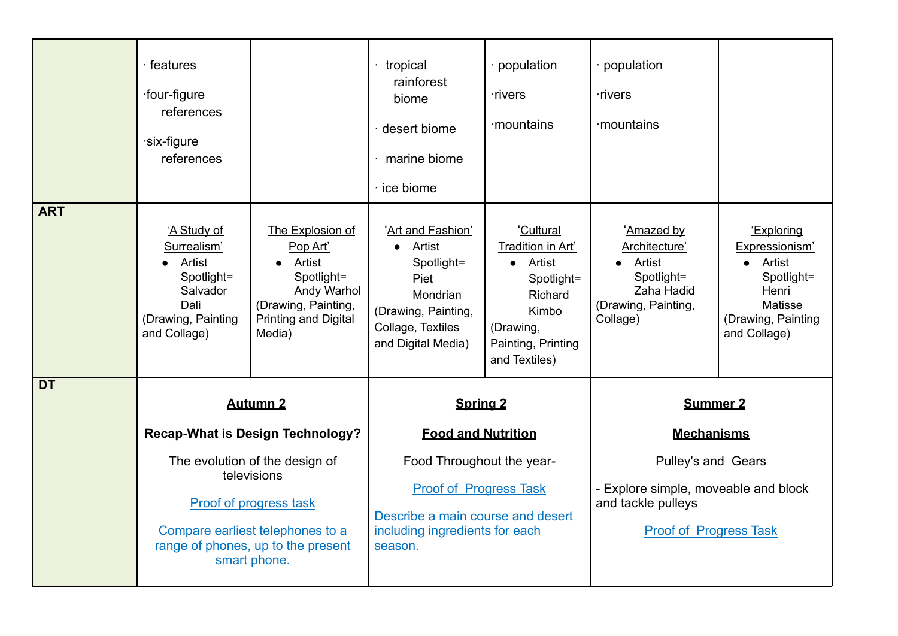| | | | | | | |
|---|---|---|---|---|---|---|
| | · features<br>·four-figure references<br>·six-figure references | | · tropical rainforest biome<br>· desert biome<br>· marine biome<br>· ice biome | · population<br>·rivers<br>·mountains | · population<br>·rivers<br>·mountains | |
| **ART** | ‘A Study of Surrealism’<br>● Artist Spotlight= Salvador Dali<br>(Drawing, Painting and Collage) | The Explosion of Pop Art’<br>● Artist Spotlight= Andy Warhol<br>(Drawing, Painting, Printing and Digital Media) | ‘Art and Fashion’<br>● Artist Spotlight= Piet Mondrian<br>(Drawing, Painting, Collage, Textiles and Digital Media) | ‘Cultural Tradition in Art’<br>● Artist Spotlight= Richard Kimbo<br>(Drawing, Painting, Printing and Textiles) | ‘Amazed by Architecture’<br>● Artist Spotlight= Zaha Hadid<br>(Drawing, Painting, Collage) | ‘Exploring Expressionism’<br>● Artist Spotlight= Henri Matisse<br>(Drawing, Painting and Collage) |
| **DT** | **Autumn 2**<br>**Recap-What is Design Technology?**<br>The evolution of the design of televisions<br>Proof of progress task<br>Compare earliest telephones to a range of phones, up to the present smart phone. | | **Spring 2**<br>**Food and Nutrition**<br>Food Throughout the year-<br>Proof of Progress Task<br>Describe a main course and desert including ingredients for each season. | | **Summer 2**<br>**Mechanisms**<br>Pulley's and Gears<br>- Explore simple, moveable and block and tackle pulleys<br>Proof of Progress Task | |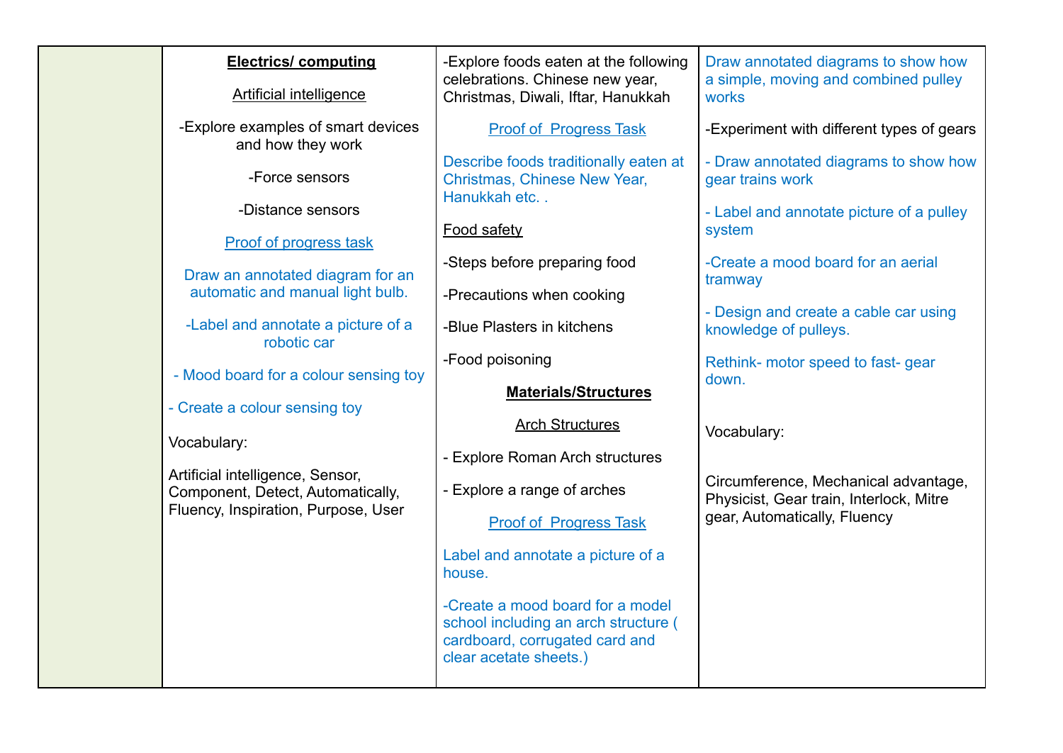| | | | |
|---|---|---|---|
| | **Electrics/ computing**<br><br>Artificial intelligence<br><br>-Explore examples of smart devices and how they work<br><br>-Force sensors<br><br>-Distance sensors<br><br>Proof of progress task<br><br>Draw an annotated diagram for an automatic and manual light bulb.<br><br>-Label and annotate a picture of a robotic car<br><br>- Mood board for a colour sensing toy<br><br>- Create a colour sensing toy<br><br>Vocabulary:<br><br>Artificial intelligence, Sensor, Component, Detect, Automatically, Fluency, Inspiration, Purpose, User | -Explore foods eaten at the following celebrations. Chinese new year, Christmas, Diwali, Iftar, Hanukkah<br><br>Proof of Progress Task<br><br>Describe foods traditionally eaten at Christmas, Chinese New Year, Hanukkah etc. .<br><br>Food safety<br><br>-Steps before preparing food<br><br>-Precautions when cooking<br><br>-Blue Plasters in kitchens<br><br>-Food poisoning<br><br>**Materials/Structures**<br><br>Arch Structures<br><br>- Explore Roman Arch structures<br><br>- Explore a range of arches<br><br>Proof of Progress Task<br><br>Label and annotate a picture of a house.<br><br>-Create a mood board for a model school including an arch structure ( cardboard, corrugated card and clear acetate sheets.) | Draw annotated diagrams to show how a simple, moving and combined pulley works<br><br>-Experiment with different types of gears<br><br>- Draw annotated diagrams to show how gear trains work<br><br>- Label and annotate picture of a pulley system<br><br>-Create a mood board for an aerial tramway<br><br>- Design and create a cable car using knowledge of pulleys.<br><br>Rethink- motor speed to fast- gear down.<br><br>Vocabulary:<br><br>Circumference, Mechanical advantage, Physicist, Gear train, Interlock, Mitre gear, Automatically, Fluency |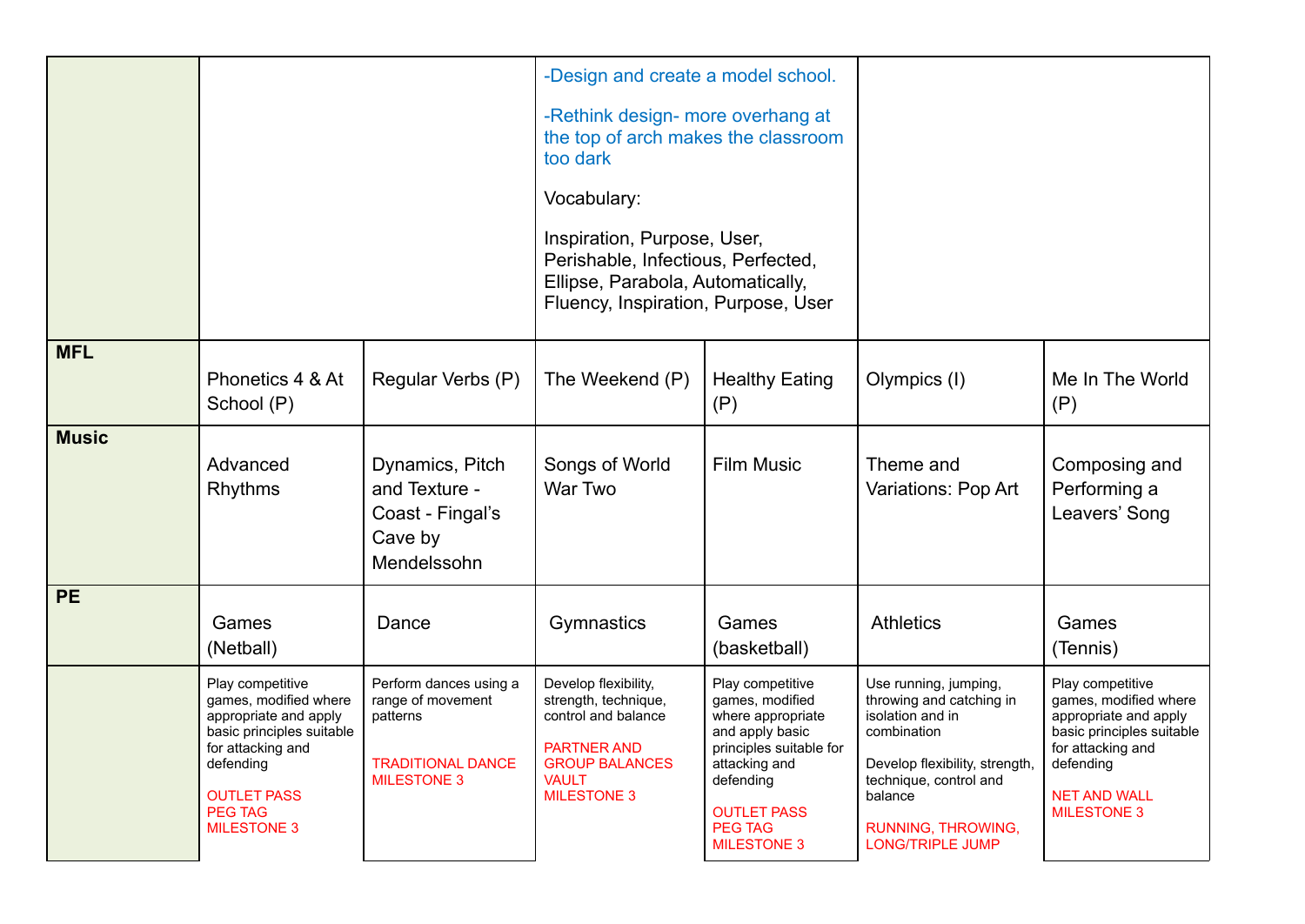| | | | | | | |
|---|---|---|---|---|---|---|
| | | | -Design and create a model school.<br><br>-Rethink design- more overhang at the top of arch makes the classroom too dark<br><br>Vocabulary:<br><br>Inspiration, Purpose, User, Perishable, Infectious, Perfected, Ellipse, Parabola, Automatically, Fluency, Inspiration, Purpose, User | | | |
| **MFL** | Phonetics 4 & At School (P) | Regular Verbs (P) | The Weekend (P) | Healthy Eating (P) | Olympics (I) | Me In The World (P) |
| **Music** | Advanced Rhythms | Dynamics, Pitch and Texture - Coast - Fingal's Cave by Mendelssohn | Songs of World War Two | Film Music | Theme and Variations: Pop Art | Composing and Performing a Leavers' Song |
| **PE** | Games (Netball) | Dance | Gymnastics | Games (basketball) | Athletics | Games (Tennis) |
| | Play competitive games, modified where appropriate and apply basic principles suitable for attacking and defending<br><br>OUTLET PASS<br>PEG TAG<br>MILESTONE 3 | Perform dances using a range of movement patterns<br><br>TRADITIONAL DANCE<br>MILESTONE 3 | Develop flexibility, strength, technique, control and balance<br><br>PARTNER AND GROUP BALANCES<br>VAULT<br>MILESTONE 3 | Play competitive games, modified where appropriate and apply basic principles suitable for attacking and defending<br><br>OUTLET PASS<br>PEG TAG<br>MILESTONE 3 | Use running, jumping, throwing and catching in isolation and in combination<br><br>Develop flexibility, strength, technique, control and balance<br><br>RUNNING, THROWING, LONG/TRIPLE JUMP | Play competitive games, modified where appropriate and apply basic principles suitable for attacking and defending<br><br>NET AND WALL<br>MILESTONE 3 |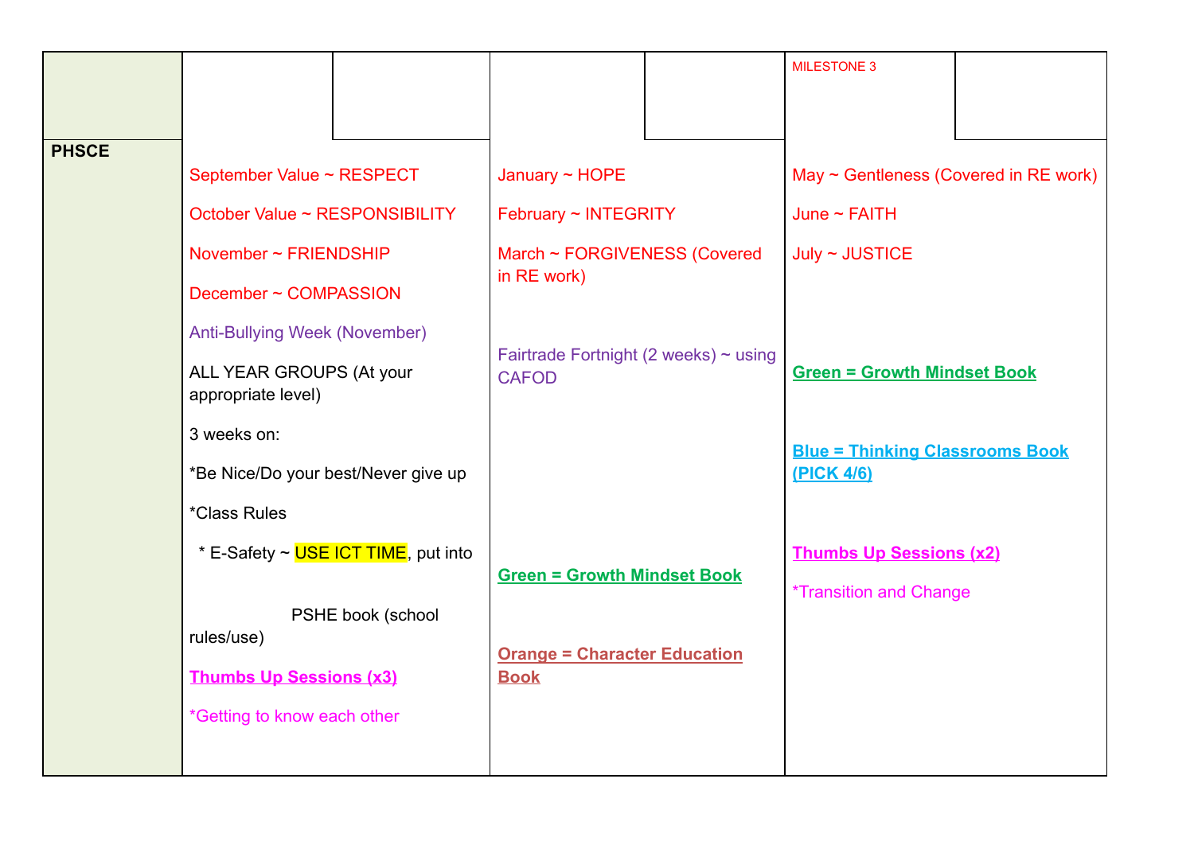| | | | | | | |
|---|---|---|---|---|---|---|
| | | | | | MILESTONE 3 | |
| **PHSCE** | September Value ~ RESPECT<br><br>October Value ~ RESPONSIBILITY<br><br>November ~ FRIENDSHIP<br><br>December ~ COMPASSION<br><br>Anti-Bullying Week (November)<br><br>ALL YEAR GROUPS (At your appropriate level)<br><br>3 weeks on:<br><br>*Be Nice/Do your best/Never give up<br><br>*Class Rules<br><br>* E-Safety ~ USE ICT TIME, put into PSHE book (school rules/use)<br><br>**Thumbs Up Sessions (x3)**<br><br>*Getting to know each other | | January ~ HOPE<br><br>February ~ INTEGRITY<br><br>March ~ FORGIVENESS (Covered in RE work)<br><br>Fairtrade Fortnight (2 weeks) ~ using CAFOD<br><br>**Green = Growth Mindset Book**<br><br>**Orange = Character Education Book** | | May ~ Gentleness (Covered in RE work)<br><br>June ~ FAITH<br><br>July ~ JUSTICE<br><br>**Green = Growth Mindset Book**<br><br>**Blue = Thinking Classrooms Book (PICK 4/6)**<br><br>**Thumbs Up Sessions (x2)**<br><br>*Transition and Change | |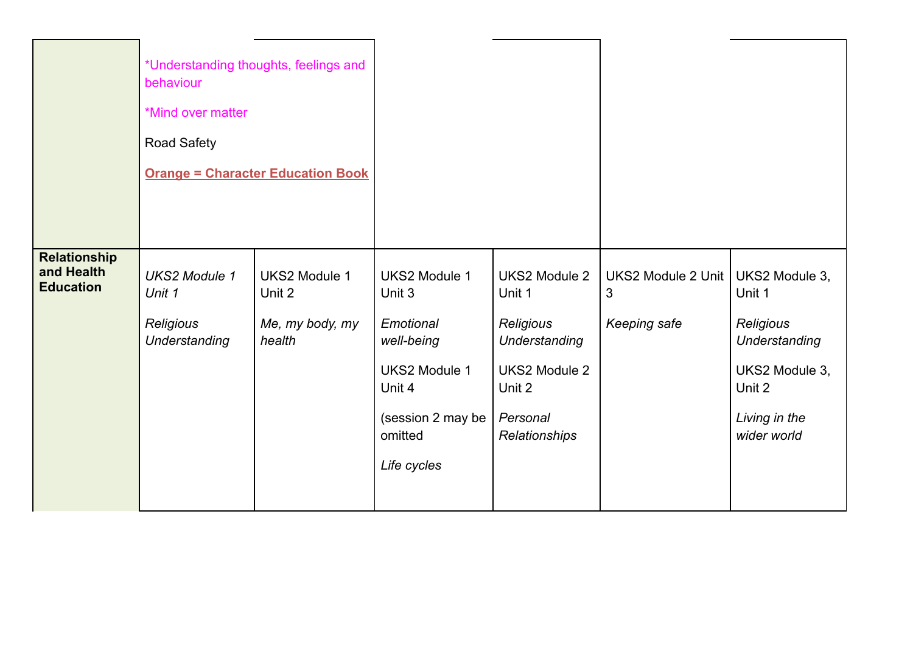| | | | | | | |
|---|---|---|---|---|---|---|
| | *Understanding thoughts, feelings and behaviour<br><br>*Mind over matter<br><br>Road Safety<br><br>**Orange = Character Education Book** | | | | | |
| **Relationship and Health Education** | *UKS2 Module 1 Unit 1*<br><br>*Religious Understanding* | UKS2 Module 1 Unit 2<br><br>*Me, my body, my health* | UKS2 Module 1 Unit 3<br><br>*Emotional well-being*<br><br>UKS2 Module 1 Unit 4<br><br>(session 2 may be omitted<br><br>*Life cycles* | UKS2 Module 2 Unit 1<br><br>*Religious Understanding*<br><br>UKS2 Module 2 Unit 2<br><br>*Personal Relationships* | UKS2 Module 2 Unit 3<br><br>*Keeping safe* | UKS2 Module 3, Unit 1<br><br>*Religious Understanding*<br><br>UKS2 Module 3, Unit 2<br><br>*Living in the wider world* |